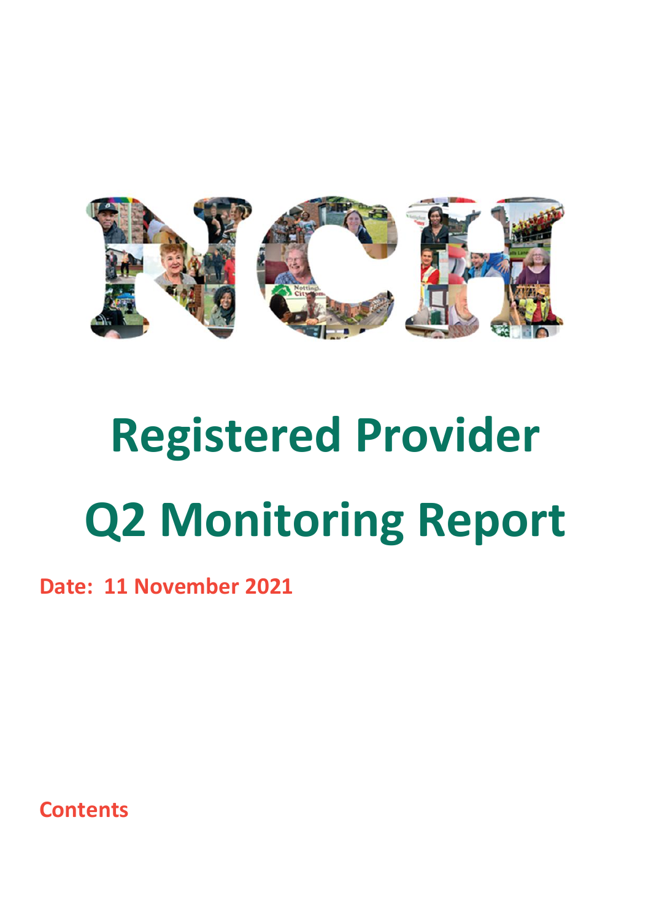# Registered Provider Q2 Monitoring Report

**Date: 11 November 2021**

**Contents**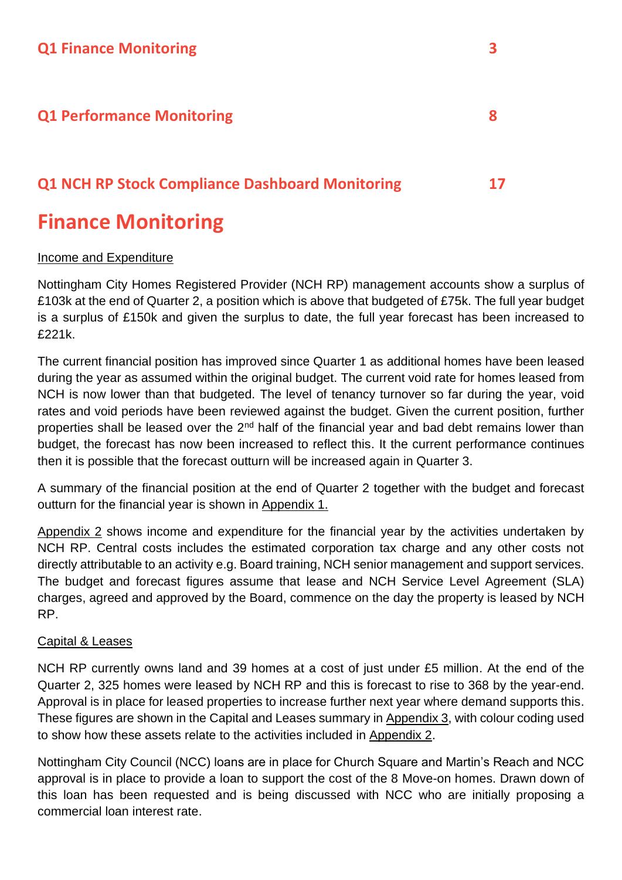**Q1 Finance Monitoring** 3

**Q1 Performance Monitoring** 8

**Q1 NCH RP Stock Compliance Dashboard Monitoring** 17

# Finance Monitoring

Income and Expenditure

Nottingham City Homes Registered Provider (NCH RP) management accounts show a surplus of £103k at the end of Quarter 2, a position which is above that budgeted of £75k. The full year budget is a surplus of £150k and given the surplus to date, the full year forecast has been increased to £221k.

The current financial position has improved since Quarter 1 as additional homes have been leased during the year as assumed within the original budget. The current void rate for homes leased from NCH is now lower than that budgeted. The level of tenancy turnover so far during the year, void rates and void periods have been reviewed against the budget. Given the current position, further properties shall be leased over the 2nd half of the financial year and bad debt remains lower than budget, the forecast has now been increased to reflect this. It the current performance continues then it is possible that the forecast outturn will be increased again in Quarter 3.

A summary of the financial position at the end of Quarter 2 together with the budget and forecast outturn for the financial year is shown in Appendix 1.

Appendix 2 shows income and expenditure for the financial year by the activities undertaken by NCH RP. Central costs includes the estimated corporation tax charge and any other costs not directly attributable to an activity e.g. Board training, NCH senior management and support services. The budget and forecast figures assume that lease and NCH Service Level Agreement (SLA) charges, agreed and approved by the Board, commence on the day the property is leased by NCH RP.

Capital & Leases

NCH RP currently owns land and 39 homes at a cost of just under £5 million. At the end of the Quarter 2, 325 homes were leased by NCH RP and this is forecast to rise to 368 by the year-end. Approval is in place for leased properties to increase further next year where demand supports this. These figures are shown in the Capital and Leases summary in Appendix 3, with colour coding used to show how these assets relate to the activities included in Appendix 2.

Nottingham City Council (NCC) loans are in place for Church Square and Martin's Reach and NCC approval is in place to provide a loan to support the cost of the 8 Move-on homes. Drawn down of this loan has been requested and is being discussed with NCC who are initially proposing a commercial loan interest rate.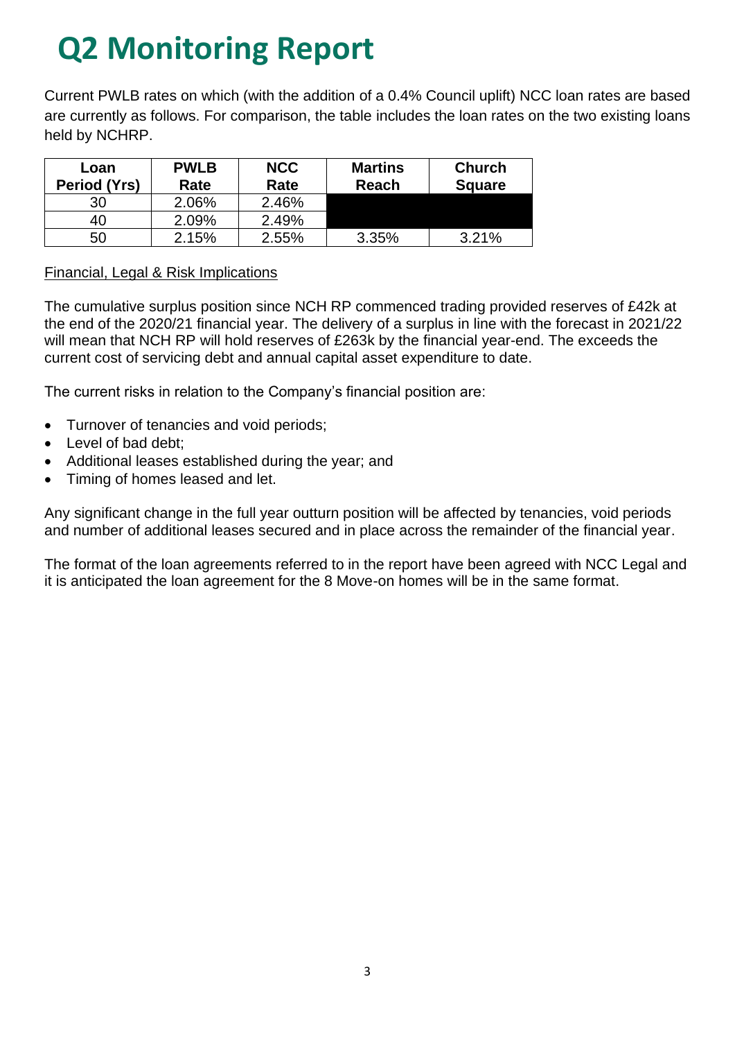# Q2 Monitoring Report

Current PWLB rates on which (with the addition of a 0.4% Council uplift) NCC loan rates are based are currently as follows. For comparison, the table includes the loan rates on the two existing loans held by NCHRP.

| Loan Period (Yrs) | PWLB Rate | NCC Rate | Martins Reach | Church Square |
|---|---|---|---|---|
| 30 | 2.06% | 2.46% | | |
| 40 | 2.09% | 2.49% | | |
| 50 | 2.15% | 2.55% | 3.35% | 3.21% |

Financial, Legal & Risk Implications

The cumulative surplus position since NCH RP commenced trading provided reserves of £42k at the end of the 2020/21 financial year. The delivery of a surplus in line with the forecast in 2021/22 will mean that NCH RP will hold reserves of £263k by the financial year-end. The exceeds the current cost of servicing debt and annual capital asset expenditure to date.

The current risks in relation to the Company's financial position are:

- Turnover of tenancies and void periods;
- Level of bad debt;
- Additional leases established during the year; and
- Timing of homes leased and let.

Any significant change in the full year outturn position will be affected by tenancies, void periods and number of additional leases secured and in place across the remainder of the financial year.

The format of the loan agreements referred to in the report have been agreed with NCC Legal and it is anticipated the loan agreement for the 8 Move-on homes will be in the same format.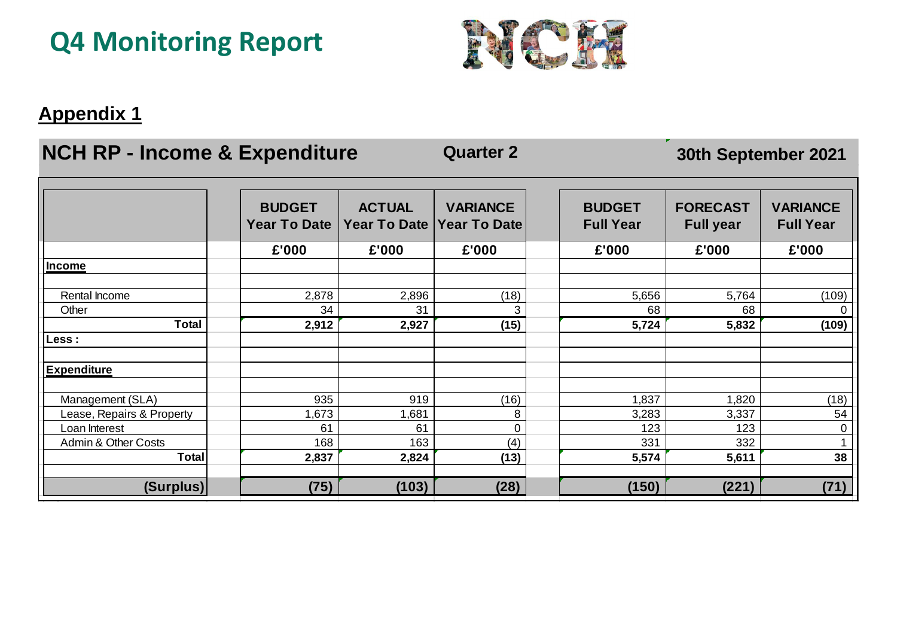# Q4 Monitoring Report

## Appendix 1

### NCH RP - Income & Expenditure — Quarter 2 — 30th September 2021

| | BUDGET Year To Date | ACTUAL Year To Date | VARIANCE Year To Date | BUDGET Full Year | FORECAST Full year | VARIANCE Full Year |
|---|---|---|---|---|---|---|
| | £'000 | £'000 | £'000 | £'000 | £'000 | £'000 |
| **Income** | | | | | | |
| Rental Income | 2,878 | 2,896 | (18) | 5,656 | 5,764 | (109) |
| Other | 34 | 31 | 3 | 68 | 68 | 0 |
| **Total** | **2,912** | **2,927** | **(15)** | **5,724** | **5,832** | **(109)** |
| **Less :** | | | | | | |
| **Expenditure** | | | | | | |
| Management (SLA) | 935 | 919 | (16) | 1,837 | 1,820 | (18) |
| Lease, Repairs & Property | 1,673 | 1,681 | 8 | 3,283 | 3,337 | 54 |
| Loan Interest | 61 | 61 | 0 | 123 | 123 | 0 |
| Admin & Other Costs | 168 | 163 | (4) | 331 | 332 | 1 |
| **Total** | **2,837** | **2,824** | **(13)** | **5,574** | **5,611** | **38** |
| **(Surplus)** | **(75)** | **(103)** | **(28)** | **(150)** | **(221)** | **(71)** |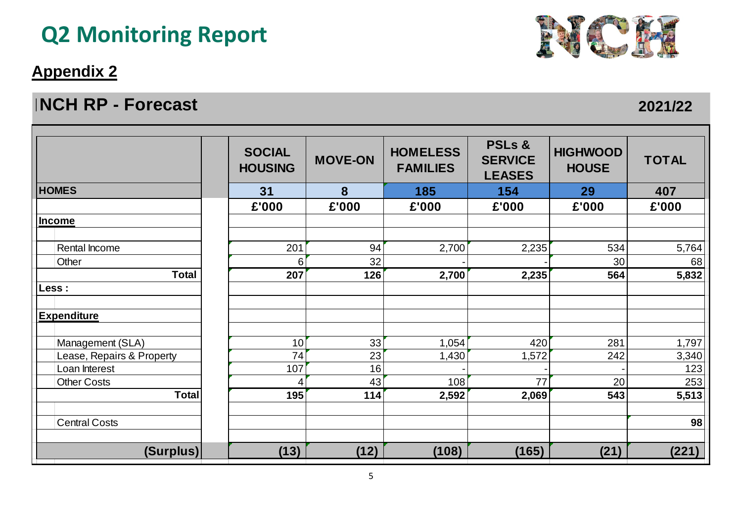# Q2 Monitoring Report

## Appendix 2

### NCH RP - Forecast

**2021/22**

| | SOCIAL HOUSING | MOVE-ON | HOMELESS FAMILIES | PSLs & SERVICE LEASES | HIGHWOOD HOUSE | TOTAL |
|---|---|---|---|---|---|---|
| **HOMES** | **31** | **8** | **185** | **154** | **29** | **407** |
| | **£'000** | **£'000** | **£'000** | **£'000** | **£'000** | **£'000** |
| **Income** | | | | | | |
| Rental Income | 201 | 94 | 2,700 | 2,235 | 534 | 5,764 |
| Other | 6 | 32 | - | - | 30 | 68 |
| **Total** | **207** | **126** | **2,700** | **2,235** | **564** | **5,832** |
| **Less :** | | | | | | |
| **Expenditure** | | | | | | |
| Management (SLA) | 10 | 33 | 1,054 | 420 | 281 | 1,797 |
| Lease, Repairs & Property | 74 | 23 | 1,430 | 1,572 | 242 | 3,340 |
| Loan Interest | 107 | 16 | - | - | - | 123 |
| Other Costs | 4 | 43 | 108 | 77 | 20 | 253 |
| **Total** | **195** | **114** | **2,592** | **2,069** | **543** | **5,513** |
| Central Costs | | | | | | **98** |
| **(Surplus)** | **(13)** | **(12)** | **(108)** | **(165)** | **(21)** | **(221)** |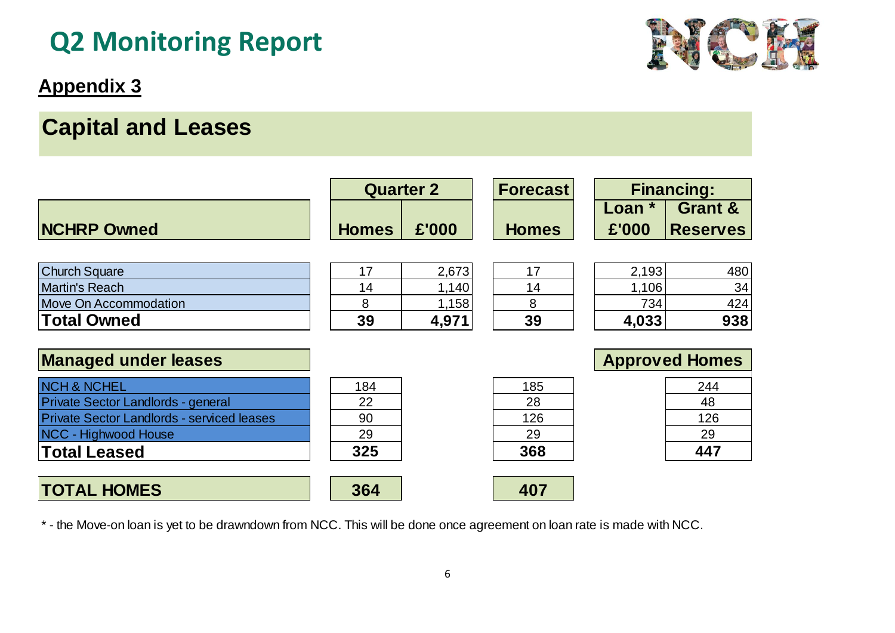# Q2 Monitoring Report

## Appendix 3

## Capital and Leases

| NCHRP Owned | Quarter 2 Homes | Quarter 2 £'000 | Forecast Homes | Financing: Loan * £'000 | Financing: Grant & Reserves |
|---|---|---|---|---|---|
| Church Square | 17 | 2,673 | 17 | 2,193 | 480 |
| Martin's Reach | 14 | 1,140 | 14 | 1,106 | 34 |
| Move On Accommodation | 8 | 1,158 | 8 | 734 | 424 |
| **Total Owned** | **39** | **4,971** | **39** | **4,033** | **938** |

| Managed under leases | Quarter 2 Homes | Forecast Homes | Approved Homes |
|---|---|---|---|
| NCH & NCHEL | 184 | 185 | 244 |
| Private Sector Landlords - general | 22 | 28 | 48 |
| Private Sector Landlords - serviced leases | 90 | 126 | 126 |
| NCC - Highwood House | 29 | 29 | 29 |
| **Total Leased** | **325** | **368** | **447** |

| | Quarter 2 Homes | Forecast Homes |
|---|---|---|
| **TOTAL HOMES** | **364** | **407** |

* - the Move-on loan is yet to be drawndown from NCC. This will be done once agreement on loan rate is made with NCC.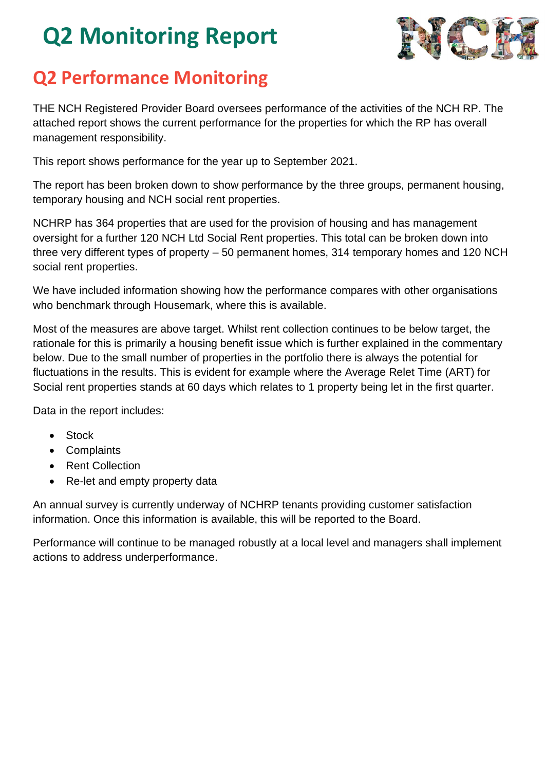# Q2 Monitoring Report

## Q2 Performance Monitoring

THE NCH Registered Provider Board oversees performance of the activities of the NCH RP. The attached report shows the current performance for the properties for which the RP has overall management responsibility.

This report shows performance for the year up to September 2021.

The report has been broken down to show performance by the three groups, permanent housing, temporary housing and NCH social rent properties.

NCHRP has 364 properties that are used for the provision of housing and has management oversight for a further 120 NCH Ltd Social Rent properties. This total can be broken down into three very different types of property – 50 permanent homes, 314 temporary homes and 120 NCH social rent properties.

We have included information showing how the performance compares with other organisations who benchmark through Housemark, where this is available.

Most of the measures are above target. Whilst rent collection continues to be below target, the rationale for this is primarily a housing benefit issue which is further explained in the commentary below. Due to the small number of properties in the portfolio there is always the potential for fluctuations in the results. This is evident for example where the Average Relet Time (ART) for Social rent properties stands at 60 days which relates to 1 property being let in the first quarter.

Data in the report includes:

- Stock
- Complaints
- Rent Collection
- Re-let and empty property data

An annual survey is currently underway of NCHRP tenants providing customer satisfaction information. Once this information is available, this will be reported to the Board.

Performance will continue to be managed robustly at a local level and managers shall implement actions to address underperformance.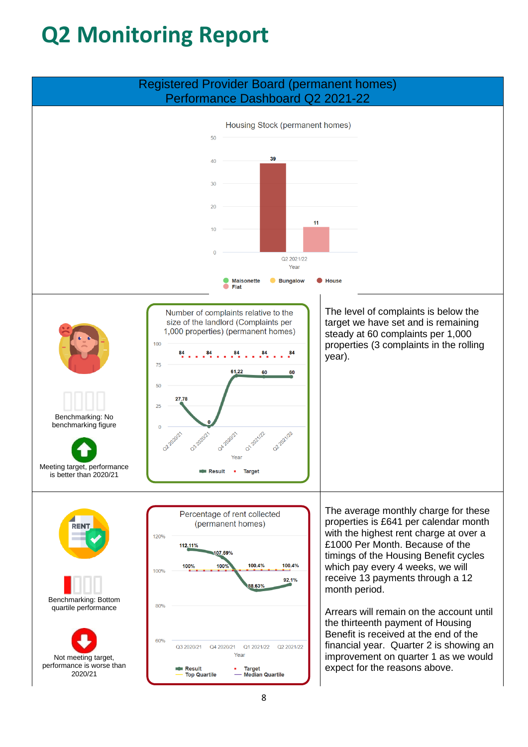# Q2 Monitoring Report

## Registered Provider Board (permanent homes) Performance Dashboard Q2 2021-22

**Housing Stock (permanent homes)**

| Year | House | Flat |
|---|---|---|
| Q2 2021/22 | 39 | 11 |

Legend: Maisonette, Bungalow, House, Flat

---

**Number of complaints relative to the size of the landlord (Complaints per 1,000 properties) (permanent homes)**

| Year | Result | Target |
|---|---|---|
| Q2 2020/21 | 27.78 | 84 |
| Q3 2020/21 | 0 | 84 |
| Q4 2020/21 | 61.22 | 84 |
| Q1 2021/22 | 60 | 84 |
| Q2 2021/22 | 60 | 84 |

Benchmarking: No benchmarking figure

Meeting target, performance is better than 2020/21

The level of complaints is below the target we have set and is remaining steady at 60 complaints per 1,000 properties (3 complaints in the rolling year).

---

**Percentage of rent collected (permanent homes)**

| Year | Result | Target |
|---|---|---|
| Q3 2020/21 | 112.11% | 100% |
| Q4 2020/21 | 107.59% | 100% |
| Q1 2021/22 | 88.63% | 100.4% |
| Q2 2021/22 | 92.1% | 100.4% |

Legend: Result, Target, Top Quartile, Median Quartile

Benchmarking: Bottom quartile performance

Not meeting target, performance is worse than 2020/21

The average monthly charge for these properties is £641 per calendar month with the highest rent charge at over a £1000 Per Month. Because of the timings of the Housing Benefit cycles which pay every 4 weeks, we will receive 13 payments through a 12 month period.

Arrears will remain on the account until the thirteenth payment of Housing Benefit is received at the end of the financial year. Quarter 2 is showing an improvement on quarter 1 as we would expect for the reasons above.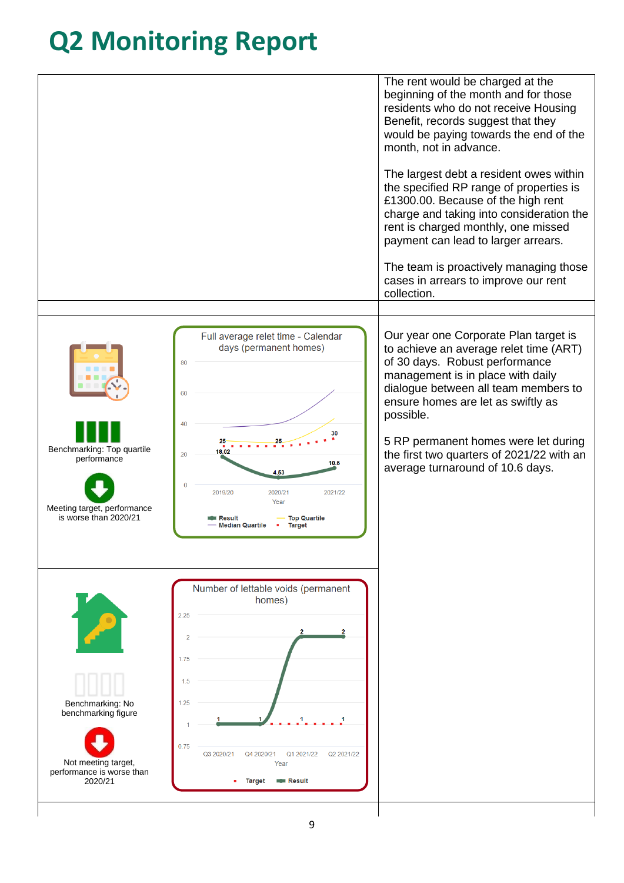# Q2 Monitoring Report

The rent would be charged at the beginning of the month and for those residents who do not receive Housing Benefit, records suggest that they would be paying towards the end of the month, not in advance.

The largest debt a resident owes within the specified RP range of properties is £1300.00. Because of the high rent charge and taking into consideration the rent is charged monthly, one missed payment can lead to larger arrears.

The team is proactively managing those cases in arrears to improve our rent collection.

Benchmarking: Top quartile performance

Meeting target, performance is worse than 2020/21

Full average relet time - Calendar days (permanent homes)

| Year | Result | Target |
|---|---|---|
| 2019/20 | 18.02 | 25 |
| 2020/21 | 4.53 | 25 |
| 2021/22 | 10.6 | 30 |

Legend: Result, Median Quartile, Top Quartile, Target

Our year one Corporate Plan target is to achieve an average relet time (ART) of 30 days. Robust performance management is in place with daily dialogue between all team members to ensure homes are let as swiftly as possible.

5 RP permanent homes were let during the first two quarters of 2021/22 with an average turnaround of 10.6 days.

Benchmarking: No benchmarking figure

Not meeting target, performance is worse than 2020/21

Number of lettable voids (permanent homes)

| Year | Result | Target |
|---|---|---|
| Q3 2020/21 | 1 | |
| Q4 2020/21 | 1 | 1 |
| Q1 2021/22 | 2 | 1 |
| Q2 2021/22 | 2 | 1 |

Legend: Target, Result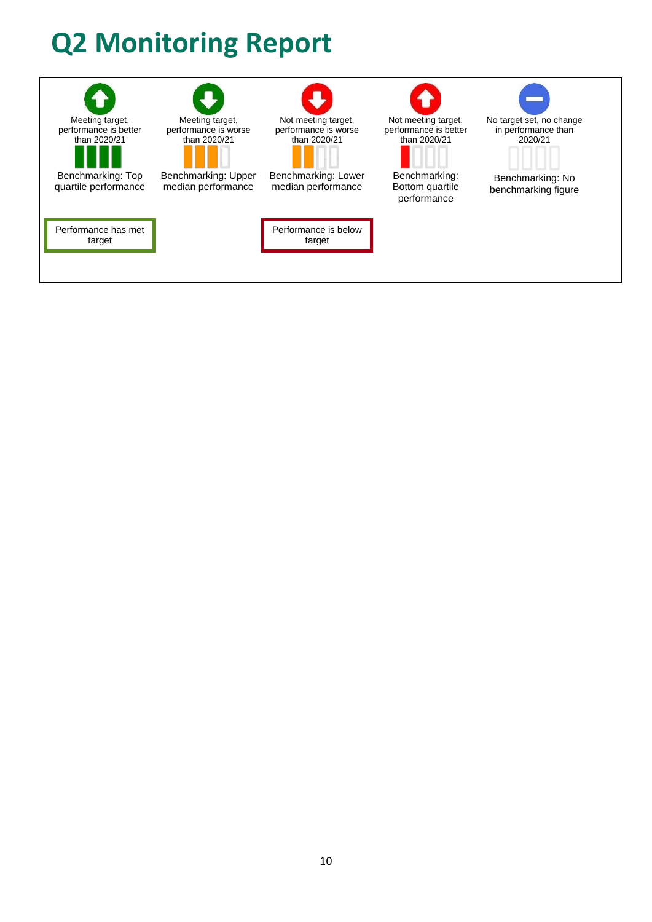# Q2 Monitoring Report

| Meeting target, performance is better than 2020/21 | Meeting target, performance is worse than 2020/21 | Not meeting target, performance is worse than 2020/21 | Not meeting target, performance is better than 2020/21 | No target set, no change in performance than 2020/21 |
|---|---|---|---|---|
| Benchmarking: Top quartile performance | Benchmarking: Upper median performance | Benchmarking: Lower median performance | Benchmarking: Bottom quartile performance | Benchmarking: No benchmarking figure |

Performance has met target

Performance is below target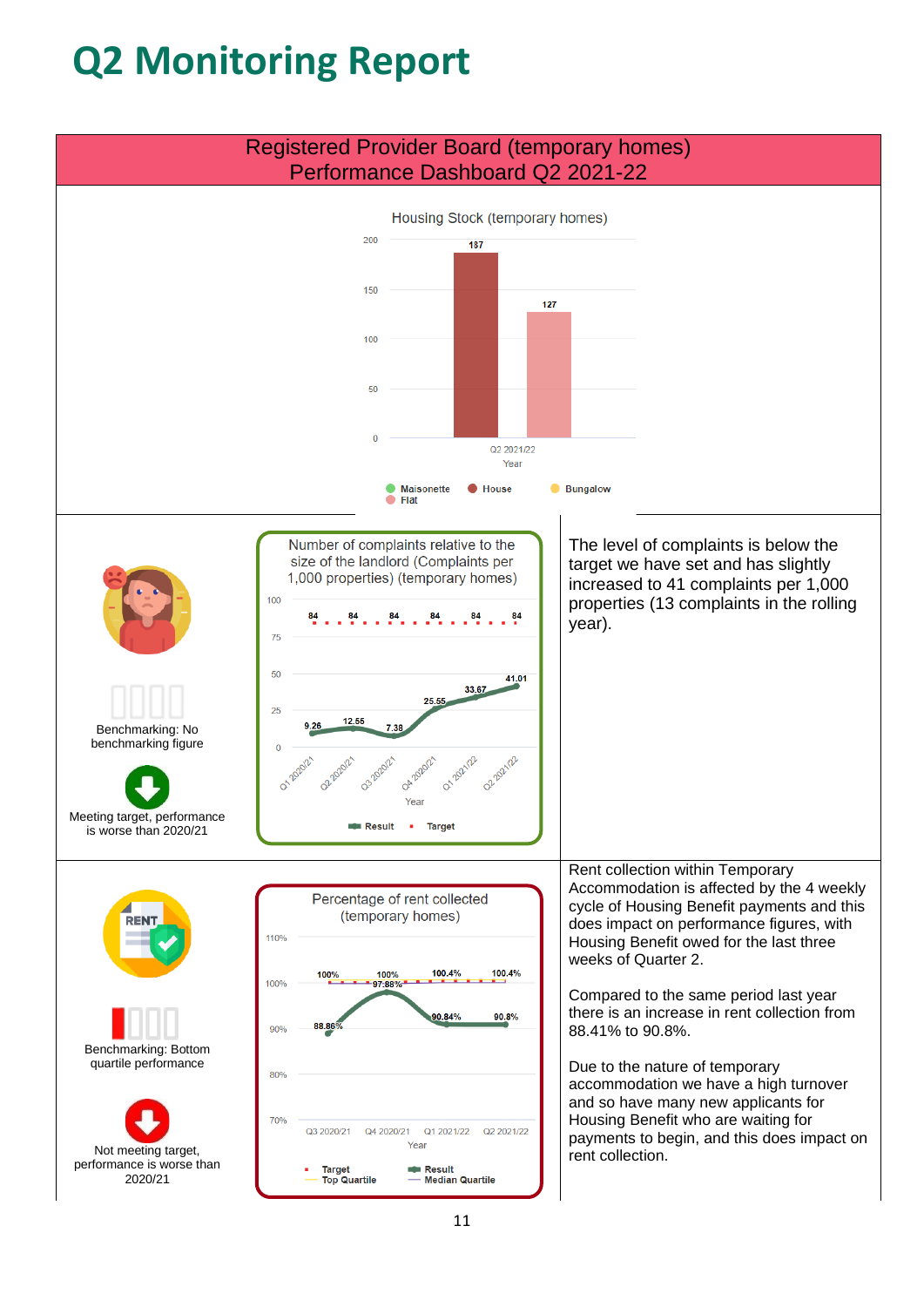# Q2 Monitoring Report

## Registered Provider Board (temporary homes) Performance Dashboard Q2 2021-22

**Housing Stock (temporary homes)**

| Year | House | Flat |
|---|---|---|
| Q2 2021/22 | 187 | 127 |

Legend: Maisonette, House, Bungalow, Flat

---

**Number of complaints relative to the size of the landlord (Complaints per 1,000 properties) (temporary homes)**

| Year | Result | Target |
|---|---|---|
| Q1 2020/21 | 9.26 | 84 |
| Q2 2020/21 | 12.55 | 84 |
| Q3 2020/21 | 7.38 | 84 |
| Q4 2020/21 | 25.55 | 84 |
| Q1 2021/22 | 33.67 | 84 |
| Q2 2021/22 | 41.01 | 84 |

Benchmarking: No benchmarking figure

Meeting target, performance is worse than 2020/21

The level of complaints is below the target we have set and has slightly increased to 41 complaints per 1,000 properties (13 complaints in the rolling year).

---

**Percentage of rent collected (temporary homes)**

| Year | Result | Target |
|---|---|---|
| Q3 2020/21 | 88.86% | 100% |
| Q4 2020/21 | 97.88% | 100% |
| Q1 2021/22 | 90.84% | 100.4% |
| Q2 2021/22 | 90.8% | 100.4% |

Legend: Target, Result, Top Quartile, Median Quartile

Benchmarking: Bottom quartile performance

Not meeting target, performance is worse than 2020/21

Rent collection within Temporary Accommodation is affected by the 4 weekly cycle of Housing Benefit payments and this does impact on performance figures, with Housing Benefit owed for the last three weeks of Quarter 2.

Compared to the same period last year there is an increase in rent collection from 88.41% to 90.8%.

Due to the nature of temporary accommodation we have a high turnover and so have many new applicants for Housing Benefit who are waiting for payments to begin, and this does impact on rent collection.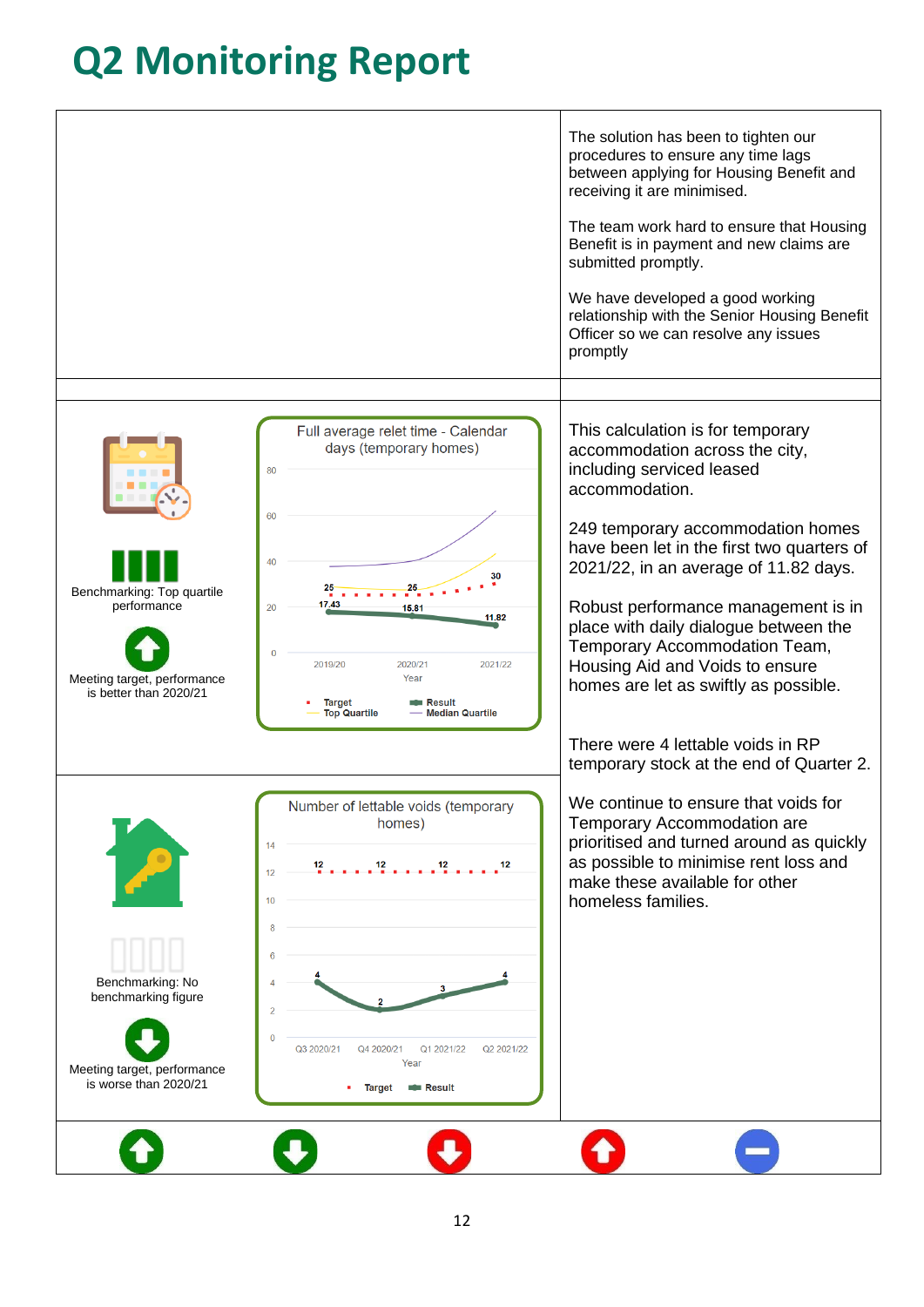# Q2 Monitoring Report

| | |
|---|---|
| | The solution has been to tighten our procedures to ensure any time lags between applying for Housing Benefit and receiving it are minimised.<br><br>The team work hard to ensure that Housing Benefit is in payment and new claims are submitted promptly.<br><br>We have developed a good working relationship with the Senior Housing Benefit Officer so we can resolve any issues promptly |
| | |
| Benchmarking: Top quartile performance<br><br>Meeting target, performance is better than 2020/21<br><br>**Full average relet time - Calendar days (temporary homes)**<br>2019/20: Target 25, Result 17.43<br>2020/21: Target 25, Result 15.81<br>2021/22: Target 30, Result 11.82<br>(Series: Target, Result, Top Quartile, Median Quartile) | This calculation is for temporary accommodation across the city, including serviced leased accommodation.<br><br>249 temporary accommodation homes have been let in the first two quarters of 2021/22, in an average of 11.82 days.<br><br>Robust performance management is in place with daily dialogue between the Temporary Accommodation Team, Housing Aid and Voids to ensure homes are let as swiftly as possible. |
| Benchmarking: No benchmarking figure<br><br>Meeting target, performance is worse than 2020/21<br><br>**Number of lettable voids (temporary homes)**<br>Q3 2020/21: Target 12, Result 4<br>Q4 2020/21: Target 12, Result 2<br>Q1 2021/22: Target 12, Result 3<br>Q2 2021/22: Target 12, Result 4<br>(Series: Target, Result) | There were 4 lettable voids in RP temporary stock at the end of Quarter 2.<br><br>We continue to ensure that voids for Temporary Accommodation are prioritised and turned around as quickly as possible to minimise rent loss and make these available for other homeless families. |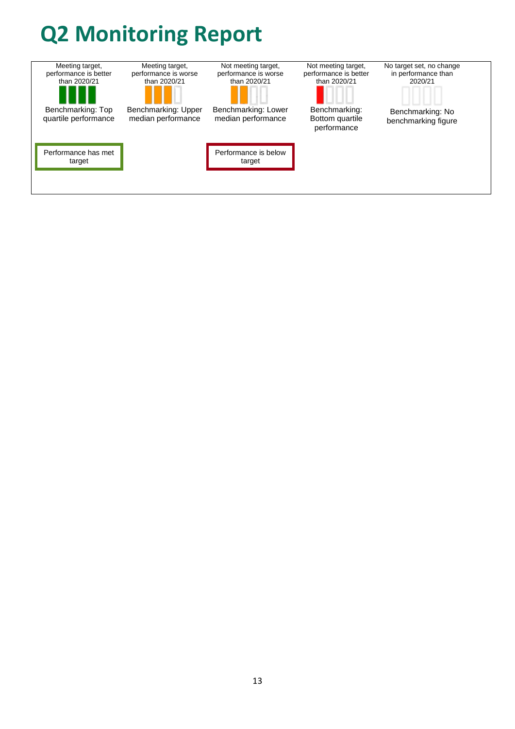# Q2 Monitoring Report

| Meeting target, performance is better than 2020/21 | Meeting target, performance is worse than 2020/21 | Not meeting target, performance is worse than 2020/21 | Not meeting target, performance is better than 2020/21 | No target set, no change in performance than 2020/21 |
|---|---|---|---|---|
| Benchmarking: Top quartile performance | Benchmarking: Upper median performance | Benchmarking: Lower median performance | Benchmarking: Bottom quartile performance | Benchmarking: No benchmarking figure |

Performance has met target

Performance is below target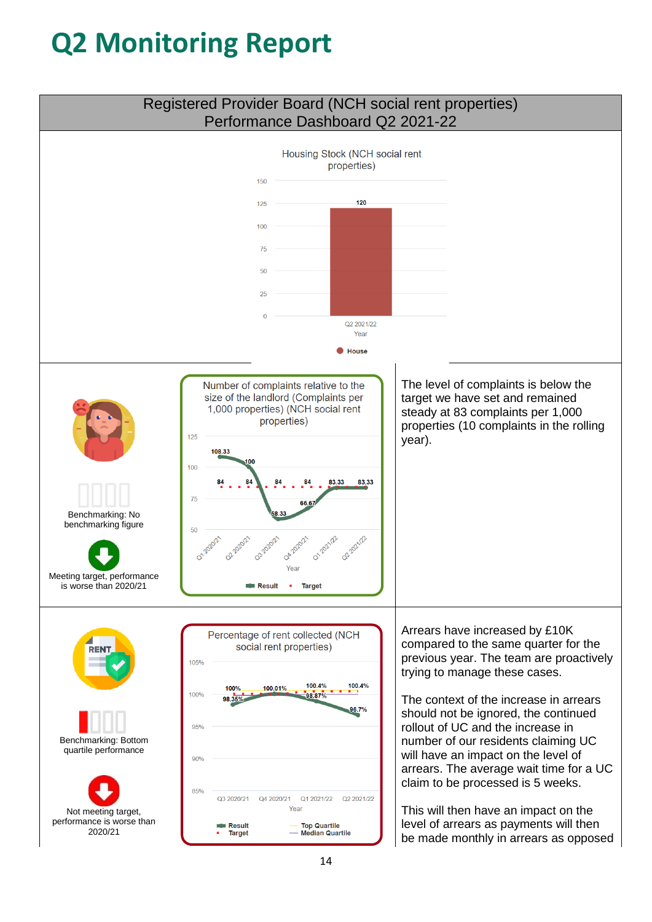# Q2 Monitoring Report

## Registered Provider Board (NCH social rent properties) Performance Dashboard Q2 2021-22

**Housing Stock (NCH social rent properties)**

| Year | House |
|---|---|
| Q2 2021/22 | 120 |

---

**Number of complaints relative to the size of the landlord (Complaints per 1,000 properties) (NCH social rent properties)**

| Year | Result | Target |
|---|---|---|
| Q1 2020/21 | 108.33 | 84 |
| Q2 2020/21 | 100 | 84 |
| Q3 2020/21 | 58.33 | 84 |
| Q4 2020/21 | 66.67 | 84 |
| Q1 2021/22 | 83.33 | 83.33 |
| Q2 2021/22 | 83.33 | 83.33 |

Benchmarking: No benchmarking figure

Meeting target, performance is worse than 2020/21

The level of complaints is below the target we have set and remained steady at 83 complaints per 1,000 properties (10 complaints in the rolling year).

---

**Percentage of rent collected (NCH social rent properties)**

| Year | Result | Target |
|---|---|---|
| Q3 2020/21 | 98.35% | 100% |
| Q4 2020/21 | 100.01% | |
| Q1 2021/22 | 98.87% | 100.4% |
| Q2 2021/22 | 96.7% | 100.4% |

Legend: Result, Target, Top Quartile, Median Quartile

Benchmarking: Bottom quartile performance

Not meeting target, performance is worse than 2020/21

Arrears have increased by £10K compared to the same quarter for the previous year. The team are proactively trying to manage these cases.

The context of the increase in arrears should not be ignored, the continued rollout of UC and the increase in number of our residents claiming UC will have an impact on the level of arrears. The average wait time for a UC claim to be processed is 5 weeks.

This will then have an impact on the level of arrears as payments will then be made monthly in arrears as opposed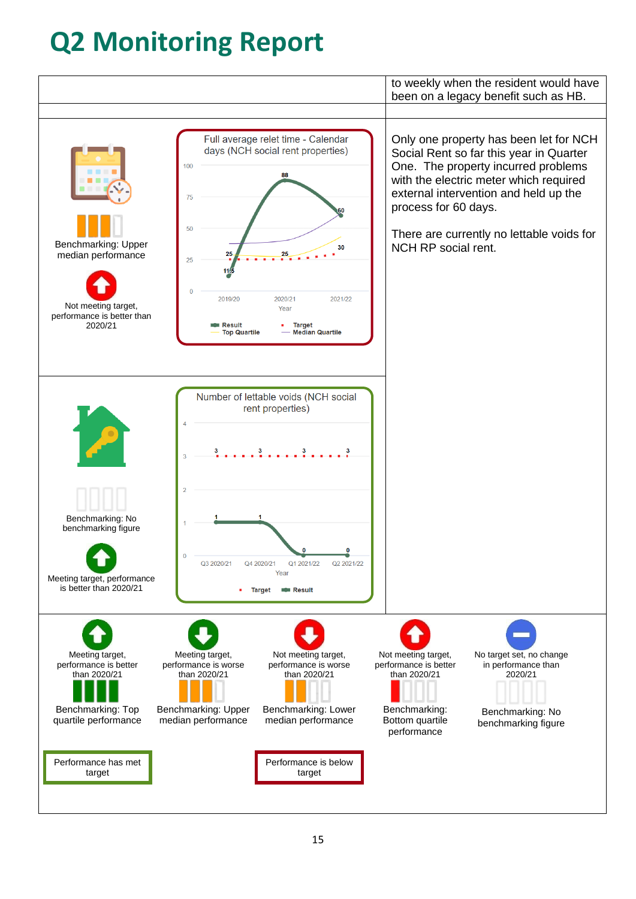# Q2 Monitoring Report

| | |
|---|---|
| | to weekly when the resident would have been on a legacy benefit such as HB. |
| | |
| Benchmarking: Upper median performance<br><br>Not meeting target, performance is better than 2020/21<br><br>**Full average relet time - Calendar days (NCH social rent properties)**<br>Year: 2019/20, 2020/21, 2021/22<br>Result: 11.5, 88, 60<br>Target: 25, 25, 30<br>Legend: Result, Target, Top Quartile, Median Quartile | Only one property has been let for NCH Social Rent so far this year in Quarter One. The property incurred problems with the electric meter which required external intervention and held up the process for 60 days.<br><br>There are currently no lettable voids for NCH RP social rent. |
| Benchmarking: No benchmarking figure<br><br>Meeting target, performance is better than 2020/21<br><br>**Number of lettable voids (NCH social rent properties)**<br>Year: Q3 2020/21, Q4 2020/21, Q1 2021/22, Q2 2021/22<br>Target: 3, 3, 3, 3<br>Result: 1, 1, 0, 0 | |

| Meeting target, performance is better than 2020/21 | Meeting target, performance is worse than 2020/21 | Not meeting target, performance is worse than 2020/21 | Not meeting target, performance is better than 2020/21 | No target set, no change in performance than 2020/21 |
|---|---|---|---|---|
| Benchmarking: Top quartile performance | Benchmarking: Upper median performance | Benchmarking: Lower median performance | Benchmarking: Bottom quartile performance | Benchmarking: No benchmarking figure |
| Performance has met target | | Performance is below target | | |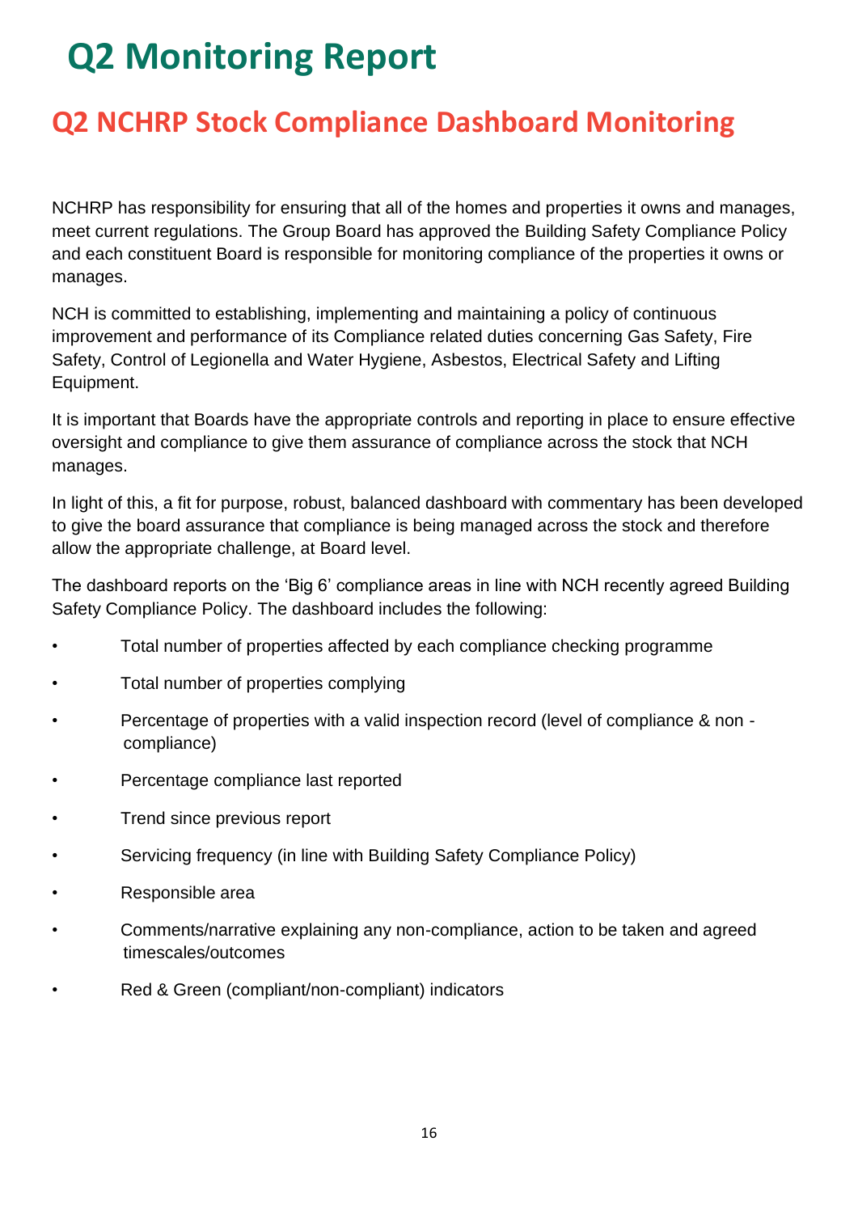# Q2 Monitoring Report

## Q2 NCHRP Stock Compliance Dashboard Monitoring

NCHRP has responsibility for ensuring that all of the homes and properties it owns and manages, meet current regulations. The Group Board has approved the Building Safety Compliance Policy and each constituent Board is responsible for monitoring compliance of the properties it owns or manages.

NCH is committed to establishing, implementing and maintaining a policy of continuous improvement and performance of its Compliance related duties concerning Gas Safety, Fire Safety, Control of Legionella and Water Hygiene, Asbestos, Electrical Safety and Lifting Equipment.

It is important that Boards have the appropriate controls and reporting in place to ensure effective oversight and compliance to give them assurance of compliance across the stock that NCH manages.

In light of this, a fit for purpose, robust, balanced dashboard with commentary has been developed to give the board assurance that compliance is being managed across the stock and therefore allow the appropriate challenge, at Board level.

The dashboard reports on the 'Big 6' compliance areas in line with NCH recently agreed Building Safety Compliance Policy. The dashboard includes the following:

- Total number of properties affected by each compliance checking programme
- Total number of properties complying
- Percentage of properties with a valid inspection record (level of compliance & non - compliance)
- Percentage compliance last reported
- Trend since previous report
- Servicing frequency (in line with Building Safety Compliance Policy)
- Responsible area
- Comments/narrative explaining any non-compliance, action to be taken and agreed timescales/outcomes
- Red & Green (compliant/non-compliant) indicators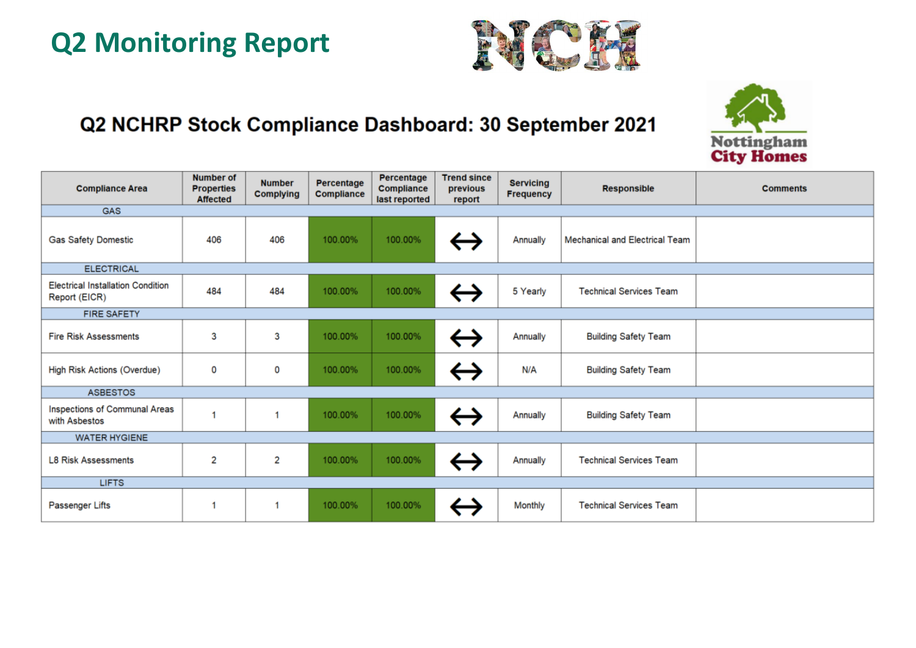# Q2 Monitoring Report

## Q2 NCHRP Stock Compliance Dashboard: 30 September 2021

| Compliance Area | Number of Properties Affected | Number Complying | Percentage Compliance | Percentage Compliance last reported | Trend since previous report | Servicing Frequency | Responsible | Comments |
|---|---|---|---|---|---|---|---|---|
| GAS | | | | | | | | |
| Gas Safety Domestic | 406 | 406 | 100.00% | 100.00% | ⟷ | Annually | Mechanical and Electrical Team | |
| ELECTRICAL | | | | | | | | |
| Electrical Installation Condition Report (EICR) | 484 | 484 | 100.00% | 100.00% | ⟷ | 5 Yearly | Technical Services Team | |
| FIRE SAFETY | | | | | | | | |
| Fire Risk Assessments | 3 | 3 | 100.00% | 100.00% | ⟷ | Annually | Building Safety Team | |
| High Risk Actions (Overdue) | 0 | 0 | 100.00% | 100.00% | ⟷ | N/A | Building Safety Team | |
| ASBESTOS | | | | | | | | |
| Inspections of Communal Areas with Asbestos | 1 | 1 | 100.00% | 100.00% | ⟷ | Annually | Building Safety Team | |
| WATER HYGIENE | | | | | | | | |
| L8 Risk Assessments | 2 | 2 | 100.00% | 100.00% | ⟷ | Annually | Technical Services Team | |
| LIFTS | | | | | | | | |
| Passenger Lifts | 1 | 1 | 100.00% | 100.00% | ⟷ | Monthly | Technical Services Team | |